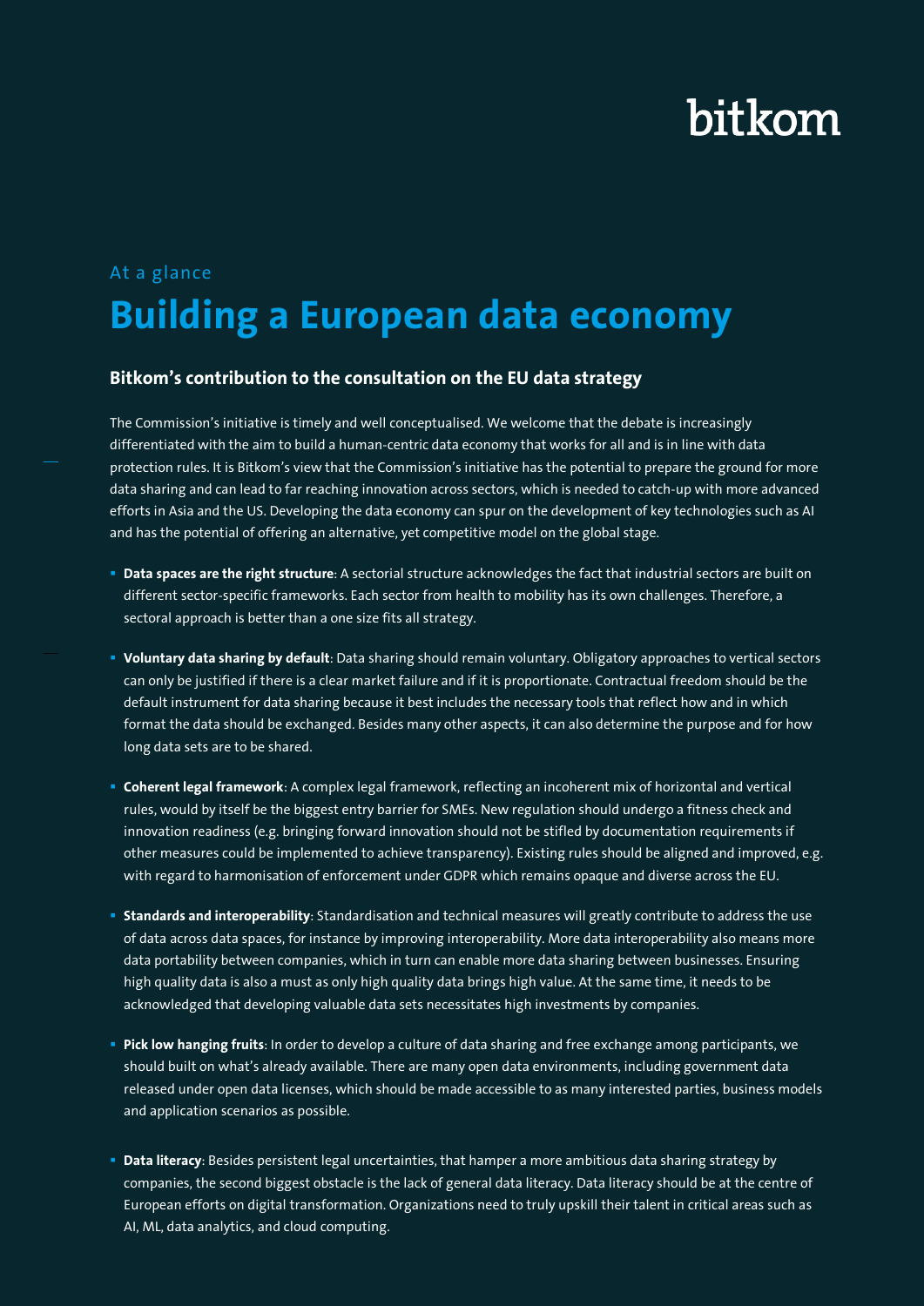bitkom

At a glance

# Building a European data economy

### Bitkom's contribution to the consultation on the EU data strategy

The Commission's initiative is timely and well conceptualised. We welcome that the debate is increasingly differentiated with the aim to build a human-centric data economy that works for all and is in line with data protection rules. It is Bitkom's view that the Commission's initiative has the potential to prepare the ground for more data sharing and can lead to far reaching innovation across sectors, which is needed to catch-up with more advanced efforts in Asia and the US. Developing the data economy can spur on the development of key technologies such as AI and has the potential of offering an alternative, yet competitive model on the global stage.

- **Data spaces are the right structure**: A sectorial structure acknowledges the fact that industrial sectors are built on different sector-specific frameworks. Each sector from health to mobility has its own challenges. Therefore, a sectoral approach is better than a one size fits all strategy.

- **Voluntary data sharing by default**: Data sharing should remain voluntary. Obligatory approaches to vertical sectors can only be justified if there is a clear market failure and if it is proportionate. Contractual freedom should be the default instrument for data sharing because it best includes the necessary tools that reflect how and in which format the data should be exchanged. Besides many other aspects, it can also determine the purpose and for how long data sets are to be shared.

- **Coherent legal framework**: A complex legal framework, reflecting an incoherent mix of horizontal and vertical rules, would by itself be the biggest entry barrier for SMEs. New regulation should undergo a fitness check and innovation readiness (e.g. bringing forward innovation should not be stifled by documentation requirements if other measures could be implemented to achieve transparency). Existing rules should be aligned and improved, e.g. with regard to harmonisation of enforcement under GDPR which remains opaque and diverse across the EU.

- **Standards and interoperability**: Standardisation and technical measures will greatly contribute to address the use of data across data spaces, for instance by improving interoperability. More data interoperability also means more data portability between companies, which in turn can enable more data sharing between businesses. Ensuring high quality data is also a must as only high quality data brings high value. At the same time, it needs to be acknowledged that developing valuable data sets necessitates high investments by companies.

- **Pick low hanging fruits**: In order to develop a culture of data sharing and free exchange among participants, we should built on what's already available. There are many open data environments, including government data released under open data licenses, which should be made accessible to as many interested parties, business models and application scenarios as possible.

- **Data literacy**: Besides persistent legal uncertainties, that hamper a more ambitious data sharing strategy by companies, the second biggest obstacle is the lack of general data literacy. Data literacy should be at the centre of European efforts on digital transformation. Organizations need to truly upskill their talent in critical areas such as AI, ML, data analytics, and cloud computing.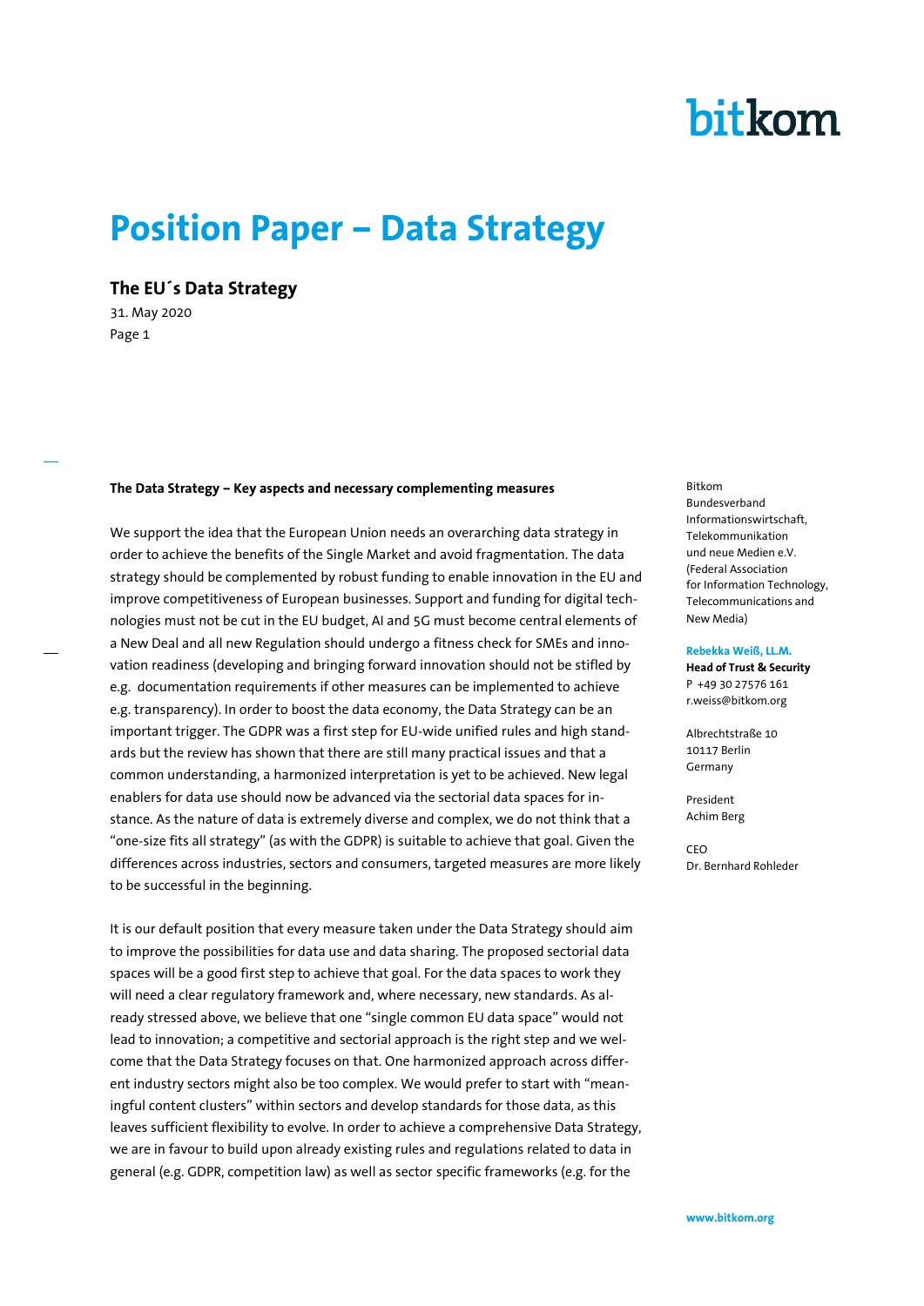# Position Paper – Data Strategy

## The EU´s Data Strategy

31. May 2020

Bitkom
Bundesverband
Informationswirtschaft,
Telekommunikation
und neue Medien e.V.
(Federal Association
for Information Technology,
Telecommunications and
New Media)

**Rebekka Weiß, LL.M.**
**Head of Trust & Security**
P +49 30 27576 161
r.weiss@bitkom.org

Albrechtstraße 10
10117 Berlin
Germany

President
Achim Berg

CEO
Dr. Bernhard Rohleder

**The Data Strategy – Key aspects and necessary complementing measures**

We support the idea that the European Union needs an overarching data strategy in order to achieve the benefits of the Single Market and avoid fragmentation. The data strategy should be complemented by robust funding to enable innovation in the EU and improve competitiveness of European businesses. Support and funding for digital technologies must not be cut in the EU budget, AI and 5G must become central elements of a New Deal and all new Regulation should undergo a fitness check for SMEs and innovation readiness (developing and bringing forward innovation should not be stifled by e.g. documentation requirements if other measures can be implemented to achieve e.g. transparency). In order to boost the data economy, the Data Strategy can be an important trigger. The GDPR was a first step for EU-wide unified rules and high standards but the review has shown that there are still many practical issues and that a common understanding, a harmonized interpretation is yet to be achieved. New legal enablers for data use should now be advanced via the sectorial data spaces for instance. As the nature of data is extremely diverse and complex, we do not think that a "one-size fits all strategy" (as with the GDPR) is suitable to achieve that goal. Given the differences across industries, sectors and consumers, targeted measures are more likely to be successful in the beginning.

It is our default position that every measure taken under the Data Strategy should aim to improve the possibilities for data use and data sharing. The proposed sectorial data spaces will be a good first step to achieve that goal. For the data spaces to work they will need a clear regulatory framework and, where necessary, new standards. As already stressed above, we believe that one "single common EU data space" would not lead to innovation; a competitive and sectorial approach is the right step and we welcome that the Data Strategy focuses on that. One harmonized approach across different industry sectors might also be too complex. We would prefer to start with "meaningful content clusters" within sectors and develop standards for those data, as this leaves sufficient flexibility to evolve. In order to achieve a comprehensive Data Strategy, we are in favour to build upon already existing rules and regulations related to data in general (e.g. GDPR, competition law) as well as sector specific frameworks (e.g. for the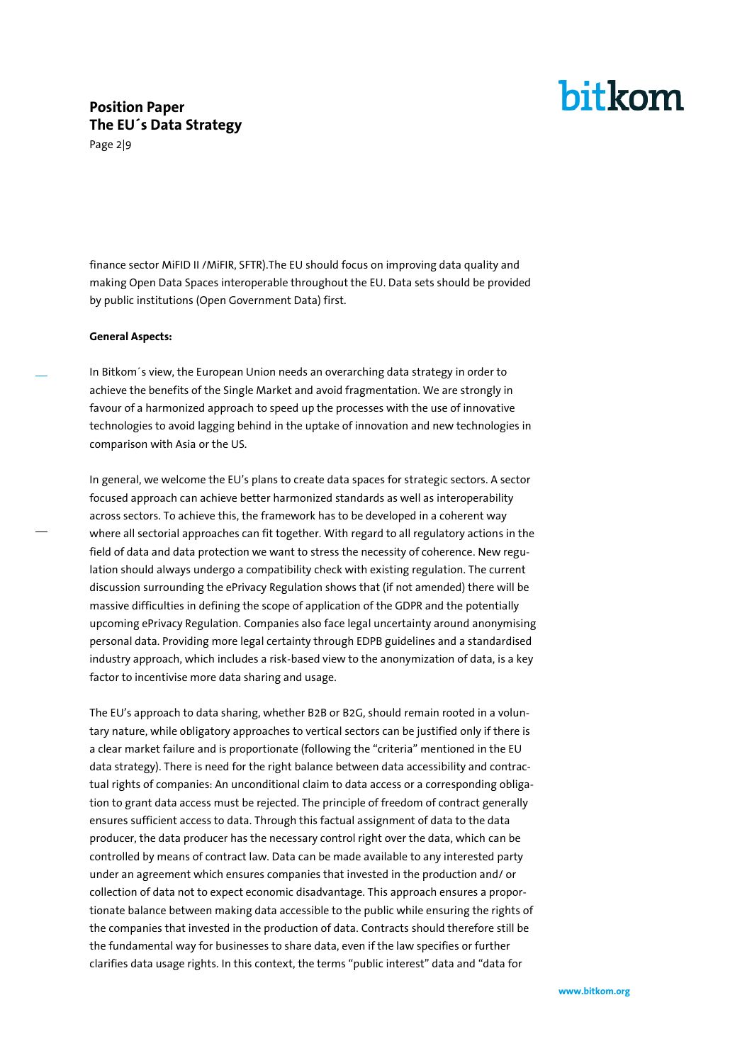finance sector MiFID II /MiFIR, SFTR).The EU should focus on improving data quality and making Open Data Spaces interoperable throughout the EU. Data sets should be provided by public institutions (Open Government Data) first.

**General Aspects:**

In Bitkom´s view, the European Union needs an overarching data strategy in order to achieve the benefits of the Single Market and avoid fragmentation. We are strongly in favour of a harmonized approach to speed up the processes with the use of innovative technologies to avoid lagging behind in the uptake of innovation and new technologies in comparison with Asia or the US.

In general, we welcome the EU's plans to create data spaces for strategic sectors. A sector focused approach can achieve better harmonized standards as well as interoperability across sectors. To achieve this, the framework has to be developed in a coherent way where all sectorial approaches can fit together. With regard to all regulatory actions in the field of data and data protection we want to stress the necessity of coherence. New regulation should always undergo a compatibility check with existing regulation. The current discussion surrounding the ePrivacy Regulation shows that (if not amended) there will be massive difficulties in defining the scope of application of the GDPR and the potentially upcoming ePrivacy Regulation. Companies also face legal uncertainty around anonymising personal data. Providing more legal certainty through EDPB guidelines and a standardised industry approach, which includes a risk-based view to the anonymization of data, is a key factor to incentivise more data sharing and usage.

The EU's approach to data sharing, whether B2B or B2G, should remain rooted in a voluntary nature, while obligatory approaches to vertical sectors can be justified only if there is a clear market failure and is proportionate (following the "criteria" mentioned in the EU data strategy). There is need for the right balance between data accessibility and contractual rights of companies: An unconditional claim to data access or a corresponding obligation to grant data access must be rejected. The principle of freedom of contract generally ensures sufficient access to data. Through this factual assignment of data to the data producer, the data producer has the necessary control right over the data, which can be controlled by means of contract law. Data can be made available to any interested party under an agreement which ensures companies that invested in the production and/ or collection of data not to expect economic disadvantage. This approach ensures a proportionate balance between making data accessible to the public while ensuring the rights of the companies that invested in the production of data. Contracts should therefore still be the fundamental way for businesses to share data, even if the law specifies or further clarifies data usage rights. In this context, the terms "public interest" data and "data for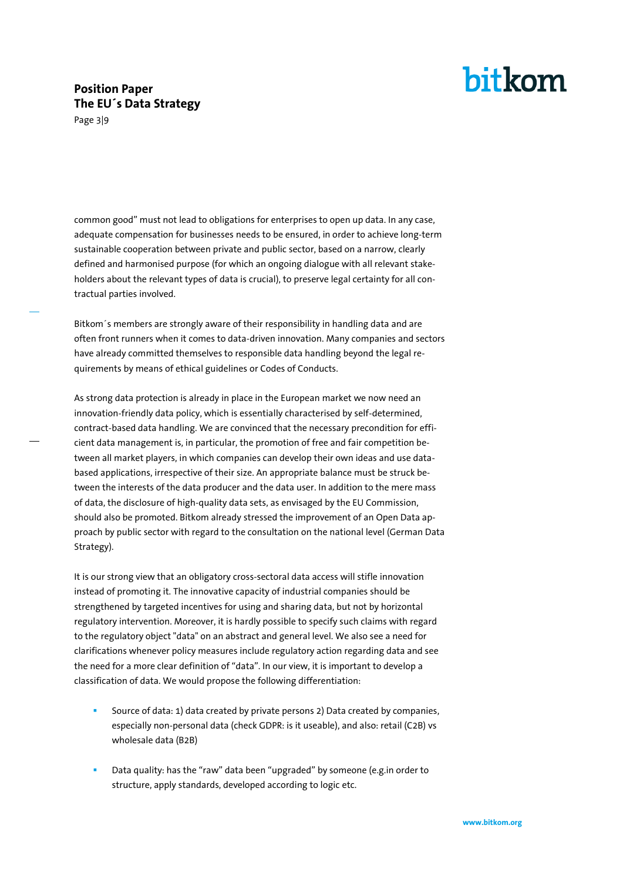common good" must not lead to obligations for enterprises to open up data. In any case, adequate compensation for businesses needs to be ensured, in order to achieve long-term sustainable cooperation between private and public sector, based on a narrow, clearly defined and harmonised purpose (for which an ongoing dialogue with all relevant stakeholders about the relevant types of data is crucial), to preserve legal certainty for all contractual parties involved.

Bitkom´s members are strongly aware of their responsibility in handling data and are often front runners when it comes to data-driven innovation. Many companies and sectors have already committed themselves to responsible data handling beyond the legal requirements by means of ethical guidelines or Codes of Conducts.

As strong data protection is already in place in the European market we now need an innovation-friendly data policy, which is essentially characterised by self-determined, contract-based data handling. We are convinced that the necessary precondition for efficient data management is, in particular, the promotion of free and fair competition between all market players, in which companies can develop their own ideas and use data-based applications, irrespective of their size. An appropriate balance must be struck between the interests of the data producer and the data user. In addition to the mere mass of data, the disclosure of high-quality data sets, as envisaged by the EU Commission, should also be promoted. Bitkom already stressed the improvement of an Open Data approach by public sector with regard to the consultation on the national level (German Data Strategy).

It is our strong view that an obligatory cross-sectoral data access will stifle innovation instead of promoting it. The innovative capacity of industrial companies should be strengthened by targeted incentives for using and sharing data, but not by horizontal regulatory intervention. Moreover, it is hardly possible to specify such claims with regard to the regulatory object "data" on an abstract and general level. We also see a need for clarifications whenever policy measures include regulatory action regarding data and see the need for a more clear definition of "data". In our view, it is important to develop a classification of data. We would propose the following differentiation:

- Source of data: 1) data created by private persons 2) Data created by companies, especially non-personal data (check GDPR: is it useable), and also: retail (C2B) vs wholesale data (B2B)

- Data quality: has the "raw" data been "upgraded" by someone (e.g.in order to structure, apply standards, developed according to logic etc.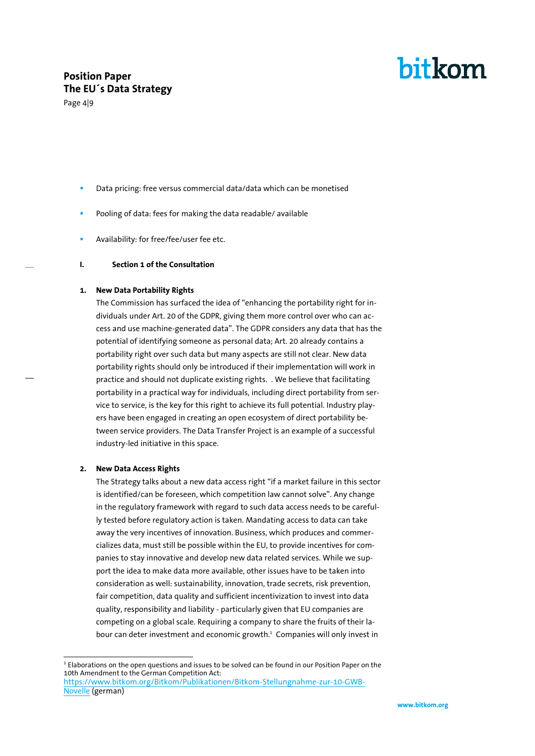- Data pricing: free versus commercial data/data which can be monetised
- Pooling of data: fees for making the data readable/ available
- Availability: for free/fee/user fee etc.

## I. Section 1 of the Consultation

### 1. New Data Portability Rights

The Commission has surfaced the idea of "enhancing the portability right for individuals under Art. 20 of the GDPR, giving them more control over who can access and use machine-generated data". The GDPR considers any data that has the potential of identifying someone as personal data; Art. 20 already contains a portability right over such data but many aspects are still not clear. New data portability rights should only be introduced if their implementation will work in practice and should not duplicate existing rights. . We believe that facilitating portability in a practical way for individuals, including direct portability from service to service, is the key for this right to achieve its full potential. Industry players have been engaged in creating an open ecosystem of direct portability between service providers. The Data Transfer Project is an example of a successful industry-led initiative in this space.

### 2. New Data Access Rights

The Strategy talks about a new data access right "if a market failure in this sector is identified/can be foreseen, which competition law cannot solve". Any change in the regulatory framework with regard to such data access needs to be carefully tested before regulatory action is taken. Mandating access to data can take away the very incentives of innovation. Business, which produces and commercializes data, must still be possible within the EU, to provide incentives for companies to stay innovative and develop new data related services. While we support the idea to make data more available, other issues have to be taken into consideration as well: sustainability, innovation, trade secrets, risk prevention, fair competition, data quality and sufficient incentivization to invest into data quality, responsibility and liability - particularly given that EU companies are competing on a global scale. Requiring a company to share the fruits of their labour can deter investment and economic growth.[1] Companies will only invest in

---

[1] Elaborations on the open questions and issues to be solved can be found in our Position Paper on the 10th Amendment to the German Competition Act: https://www.bitkom.org/Bitkom/Publikationen/Bitkom-Stellungnahme-zur-10-GWB-Novelle (german)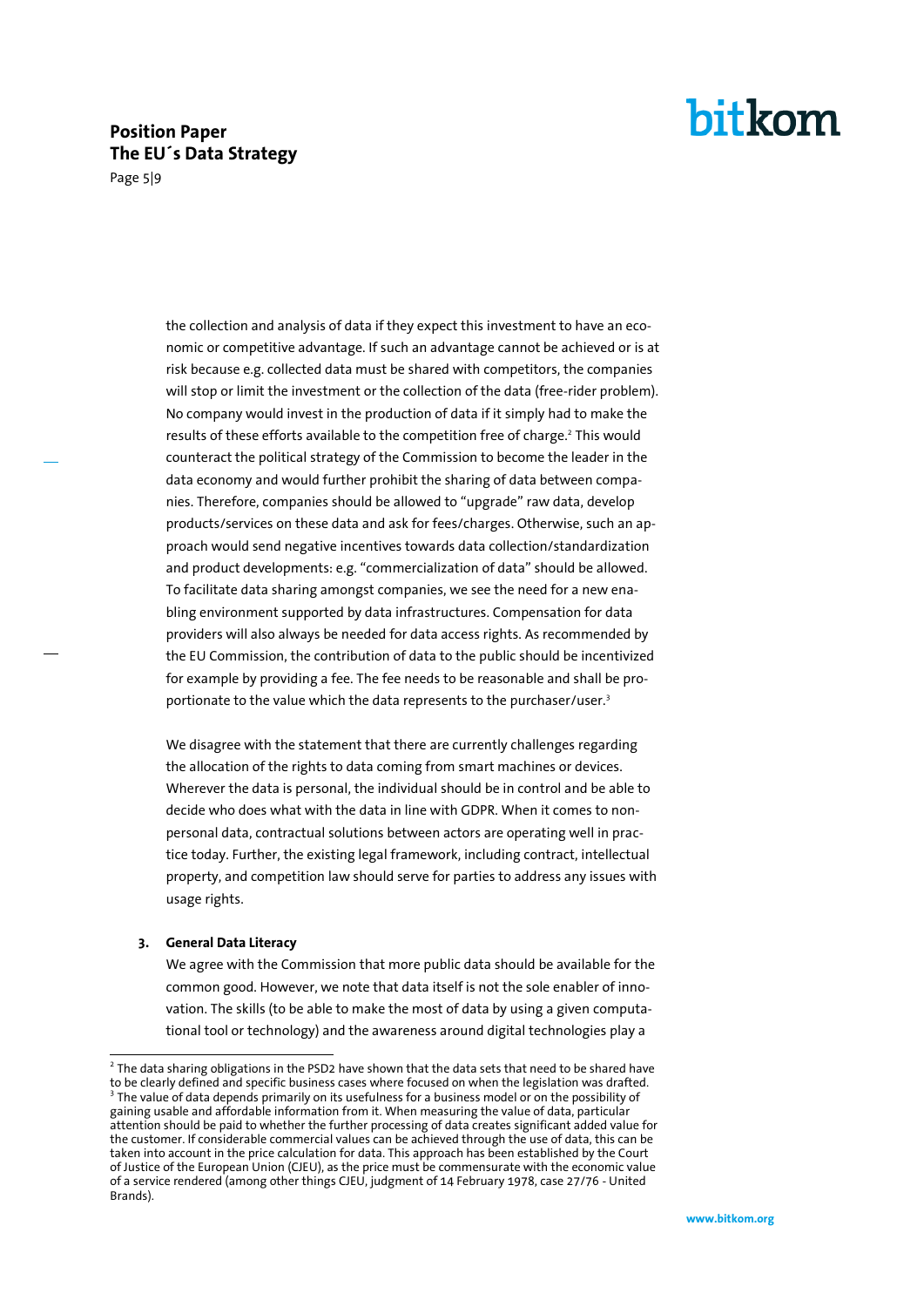the collection and analysis of data if they expect this investment to have an economic or competitive advantage. If such an advantage cannot be achieved or is at risk because e.g. collected data must be shared with competitors, the companies will stop or limit the investment or the collection of the data (free-rider problem). No company would invest in the production of data if it simply had to make the results of these efforts available to the competition free of charge.[2] This would counteract the political strategy of the Commission to become the leader in the data economy and would further prohibit the sharing of data between companies. Therefore, companies should be allowed to "upgrade" raw data, develop products/services on these data and ask for fees/charges. Otherwise, such an approach would send negative incentives towards data collection/standardization and product developments: e.g. "commercialization of data" should be allowed. To facilitate data sharing amongst companies, we see the need for a new enabling environment supported by data infrastructures. Compensation for data providers will also always be needed for data access rights. As recommended by the EU Commission, the contribution of data to the public should be incentivized for example by providing a fee. The fee needs to be reasonable and shall be proportionate to the value which the data represents to the purchaser/user.[3]

We disagree with the statement that there are currently challenges regarding the allocation of the rights to data coming from smart machines or devices. Wherever the data is personal, the individual should be in control and be able to decide who does what with the data in line with GDPR. When it comes to non-personal data, contractual solutions between actors are operating well in practice today. Further, the existing legal framework, including contract, intellectual property, and competition law should serve for parties to address any issues with usage rights.

### 3. General Data Literacy

We agree with the Commission that more public data should be available for the common good. However, we note that data itself is not the sole enabler of innovation. The skills (to be able to make the most of data by using a given computational tool or technology) and the awareness around digital technologies play a

---

[2] The data sharing obligations in the PSD2 have shown that the data sets that need to be shared have to be clearly defined and specific business cases where focused on when the legislation was drafted.

[3] The value of data depends primarily on its usefulness for a business model or on the possibility of gaining usable and affordable information from it. When measuring the value of data, particular attention should be paid to whether the further processing of data creates significant added value for the customer. If considerable commercial values can be achieved through the use of data, this can be taken into account in the price calculation for data. This approach has been established by the Court of Justice of the European Union (CJEU), as the price must be commensurate with the economic value of a service rendered (among other things CJEU, judgment of 14 February 1978, case 27/76 - United Brands).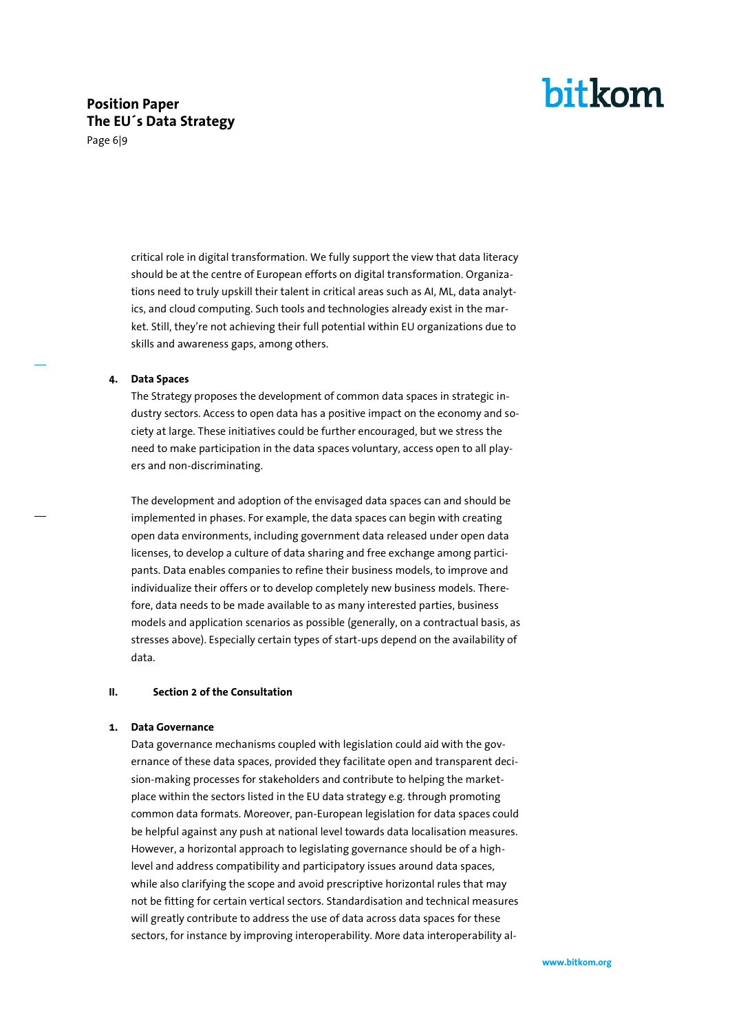critical role in digital transformation. We fully support the view that data literacy should be at the centre of European efforts on digital transformation. Organizations need to truly upskill their talent in critical areas such as AI, ML, data analytics, and cloud computing. Such tools and technologies already exist in the market. Still, they're not achieving their full potential within EU organizations due to skills and awareness gaps, among others.

### 4. Data Spaces

The Strategy proposes the development of common data spaces in strategic industry sectors. Access to open data has a positive impact on the economy and society at large. These initiatives could be further encouraged, but we stress the need to make participation in the data spaces voluntary, access open to all players and non-discriminating.

The development and adoption of the envisaged data spaces can and should be implemented in phases. For example, the data spaces can begin with creating open data environments, including government data released under open data licenses, to develop a culture of data sharing and free exchange among participants. Data enables companies to refine their business models, to improve and individualize their offers or to develop completely new business models. Therefore, data needs to be made available to as many interested parties, business models and application scenarios as possible (generally, on a contractual basis, as stresses above). Especially certain types of start-ups depend on the availability of data.

## II. Section 2 of the Consultation

### 1. Data Governance

Data governance mechanisms coupled with legislation could aid with the governance of these data spaces, provided they facilitate open and transparent decision-making processes for stakeholders and contribute to helping the marketplace within the sectors listed in the EU data strategy e.g. through promoting common data formats. Moreover, pan-European legislation for data spaces could be helpful against any push at national level towards data localisation measures. However, a horizontal approach to legislating governance should be of a high-level and address compatibility and participatory issues around data spaces, while also clarifying the scope and avoid prescriptive horizontal rules that may not be fitting for certain vertical sectors. Standardisation and technical measures will greatly contribute to address the use of data across data spaces for these sectors, for instance by improving interoperability. More data interoperability al-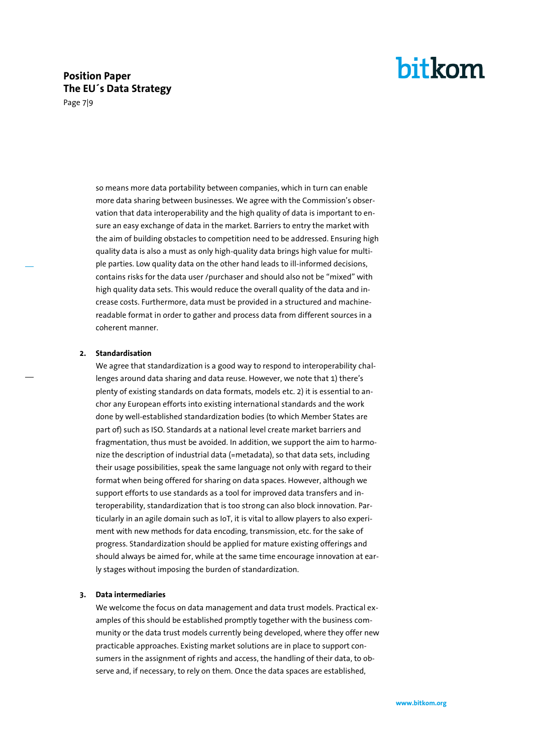so means more data portability between companies, which in turn can enable more data sharing between businesses. We agree with the Commission's observation that data interoperability and the high quality of data is important to ensure an easy exchange of data in the market. Barriers to entry the market with the aim of building obstacles to competition need to be addressed. Ensuring high quality data is also a must as only high-quality data brings high value for multiple parties. Low quality data on the other hand leads to ill-informed decisions, contains risks for the data user /purchaser and should also not be "mixed" with high quality data sets. This would reduce the overall quality of the data and increase costs. Furthermore, data must be provided in a structured and machine-readable format in order to gather and process data from different sources in a coherent manner.

**2. Standardisation**

We agree that standardization is a good way to respond to interoperability challenges around data sharing and data reuse. However, we note that 1) there's plenty of existing standards on data formats, models etc. 2) it is essential to anchor any European efforts into existing international standards and the work done by well-established standardization bodies (to which Member States are part of) such as ISO. Standards at a national level create market barriers and fragmentation, thus must be avoided. In addition, we support the aim to harmonize the description of industrial data (=metadata), so that data sets, including their usage possibilities, speak the same language not only with regard to their format when being offered for sharing on data spaces. However, although we support efforts to use standards as a tool for improved data transfers and interoperability, standardization that is too strong can also block innovation. Particularly in an agile domain such as IoT, it is vital to allow players to also experiment with new methods for data encoding, transmission, etc. for the sake of progress. Standardization should be applied for mature existing offerings and should always be aimed for, while at the same time encourage innovation at early stages without imposing the burden of standardization.

**3. Data intermediaries**

We welcome the focus on data management and data trust models. Practical examples of this should be established promptly together with the business community or the data trust models currently being developed, where they offer new practicable approaches. Existing market solutions are in place to support consumers in the assignment of rights and access, the handling of their data, to observe and, if necessary, to rely on them. Once the data spaces are established,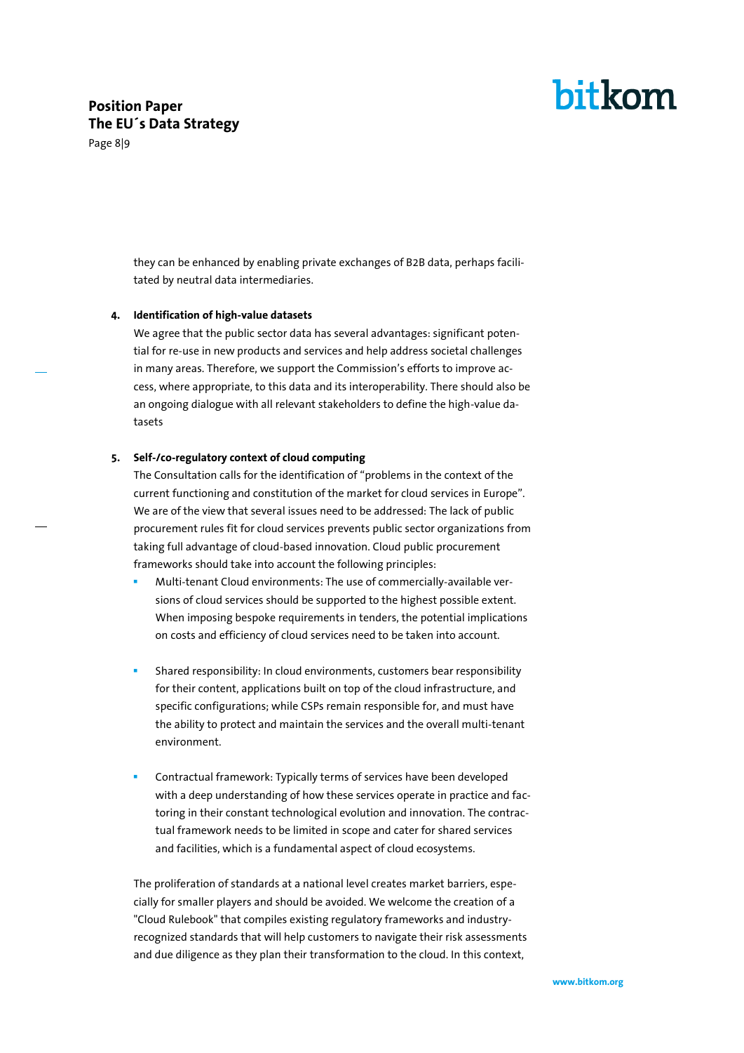they can be enhanced by enabling private exchanges of B2B data, perhaps facilitated by neutral data intermediaries.

4. **Identification of high-value datasets**
   We agree that the public sector data has several advantages: significant potential for re-use in new products and services and help address societal challenges in many areas. Therefore, we support the Commission's efforts to improve access, where appropriate, to this data and its interoperability. There should also be an ongoing dialogue with all relevant stakeholders to define the high-value datasets

5. **Self-/co-regulatory context of cloud computing**
   The Consultation calls for the identification of "problems in the context of the current functioning and constitution of the market for cloud services in Europe". We are of the view that several issues need to be addressed: The lack of public procurement rules fit for cloud services prevents public sector organizations from taking full advantage of cloud-based innovation. Cloud public procurement frameworks should take into account the following principles:
   - Multi-tenant Cloud environments: The use of commercially-available versions of cloud services should be supported to the highest possible extent. When imposing bespoke requirements in tenders, the potential implications on costs and efficiency of cloud services need to be taken into account.
   - Shared responsibility: In cloud environments, customers bear responsibility for their content, applications built on top of the cloud infrastructure, and specific configurations; while CSPs remain responsible for, and must have the ability to protect and maintain the services and the overall multi-tenant environment.
   - Contractual framework: Typically terms of services have been developed with a deep understanding of how these services operate in practice and factoring in their constant technological evolution and innovation. The contractual framework needs to be limited in scope and cater for shared services and facilities, which is a fundamental aspect of cloud ecosystems.

   The proliferation of standards at a national level creates market barriers, especially for smaller players and should be avoided. We welcome the creation of a "Cloud Rulebook" that compiles existing regulatory frameworks and industry-recognized standards that will help customers to navigate their risk assessments and due diligence as they plan their transformation to the cloud. In this context,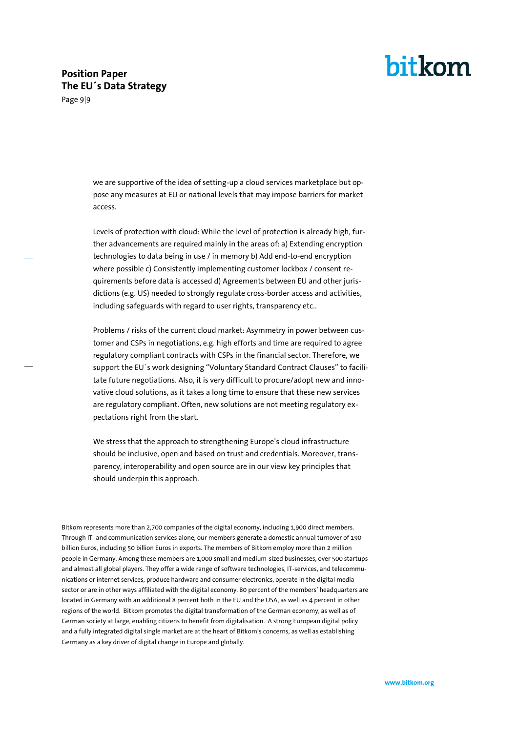we are supportive of the idea of setting-up a cloud services marketplace but oppose any measures at EU or national levels that may impose barriers for market access.

Levels of protection with cloud: While the level of protection is already high, further advancements are required mainly in the areas of: a) Extending encryption technologies to data being in use / in memory b) Add end-to-end encryption where possible c) Consistently implementing customer lockbox / consent requirements before data is accessed d) Agreements between EU and other jurisdictions (e.g. US) needed to strongly regulate cross-border access and activities, including safeguards with regard to user rights, transparency etc..

Problems / risks of the current cloud market: Asymmetry in power between customer and CSPs in negotiations, e.g. high efforts and time are required to agree regulatory compliant contracts with CSPs in the financial sector. Therefore, we support the EU´s work designing "Voluntary Standard Contract Clauses" to facilitate future negotiations. Also, it is very difficult to procure/adopt new and innovative cloud solutions, as it takes a long time to ensure that these new services are regulatory compliant. Often, new solutions are not meeting regulatory expectations right from the start.

We stress that the approach to strengthening Europe's cloud infrastructure should be inclusive, open and based on trust and credentials. Moreover, transparency, interoperability and open source are in our view key principles that should underpin this approach.

Bitkom represents more than 2,700 companies of the digital economy, including 1,900 direct members. Through IT- and communication services alone, our members generate a domestic annual turnover of 190 billion Euros, including 50 billion Euros in exports. The members of Bitkom employ more than 2 million people in Germany. Among these members are 1,000 small and medium-sized businesses, over 500 startups and almost all global players. They offer a wide range of software technologies, IT-services, and telecommunications or internet services, produce hardware and consumer electronics, operate in the digital media sector or are in other ways affiliated with the digital economy. 80 percent of the members' headquarters are located in Germany with an additional 8 percent both in the EU and the USA, as well as 4 percent in other regions of the world. Bitkom promotes the digital transformation of the German economy, as well as of German society at large, enabling citizens to benefit from digitalisation. A strong European digital policy and a fully integrated digital single market are at the heart of Bitkom's concerns, as well as establishing Germany as a key driver of digital change in Europe and globally.